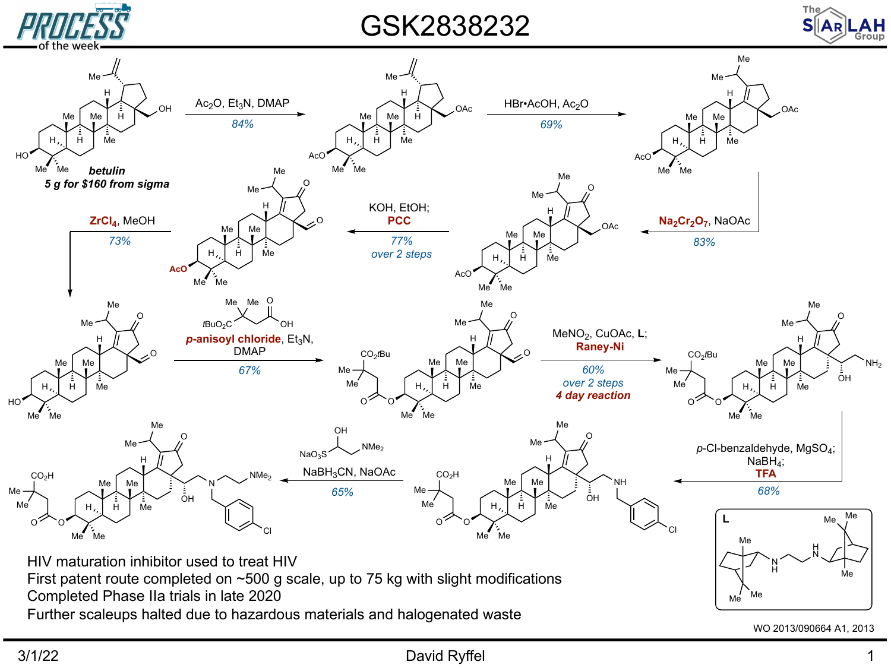# GSK2838232

**betulin**
**5 g for $160 from sigma**

Ac₂O, Et₃N, DMAP — *84%*

HBr•AcOH, Ac₂O — *69%*

**$Na_2Cr_2O_7$**, NaOAc — *83%*

KOH, EtOH; **PCC** — *77% over 2 steps*

**$ZrCl_4$**, MeOH — *73%*

**p-anisoyl chloride**, $Et_3N$, DMAP — *67%*

MeNO₂, CuOAc, **L**; **Raney-Ni** — *60% over 2 steps* — ***4 day reaction***

p-Cl-benzaldehyde, $MgSO_4$; $NaBH_4$; **TFA** — *68%*

$NaBH_3CN$, NaOAc — *65%*

HIV maturation inhibitor used to treat HIV

First patent route completed on ~500 g scale, up to 75 kg with slight modifications

Completed Phase IIa trials in late 2020

Further scaleups halted due to hazardous materials and halogenated waste

WO 2013/090664 A1, 2013

3/1/22 — David Ryffel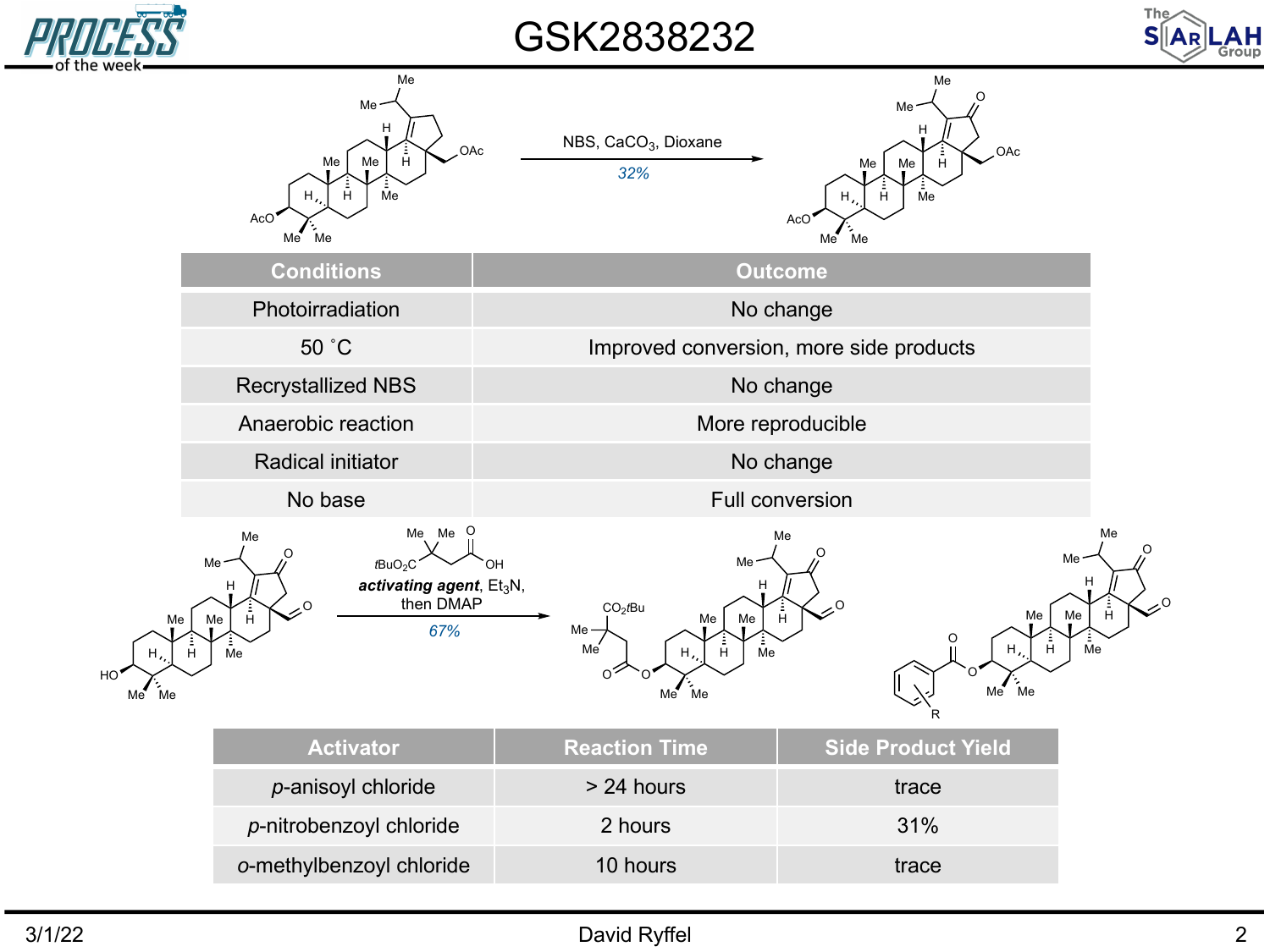# GSK2838232

NBS, $CaCO_3$, Dioxane

*32%*

| Conditions | Outcome |
|---|---|
| Photoirradiation | No change |
| 50 ˚C | Improved conversion, more side products |
| Recrystallized NBS | No change |
| Anaerobic reaction | More reproducible |
| Radical initiator | No change |
| No base | Full conversion |

**activating agent**, $Et_3N$, then DMAP

*67%*

| Activator | Reaction Time | Side Product Yield |
|---|---|---|
| *p*-anisoyl chloride | > 24 hours | trace |
| *p*-nitrobenzoyl chloride | 2 hours | 31% |
| *o*-methylbenzoyl chloride | 10 hours | trace |

3/1/22 David Ryffel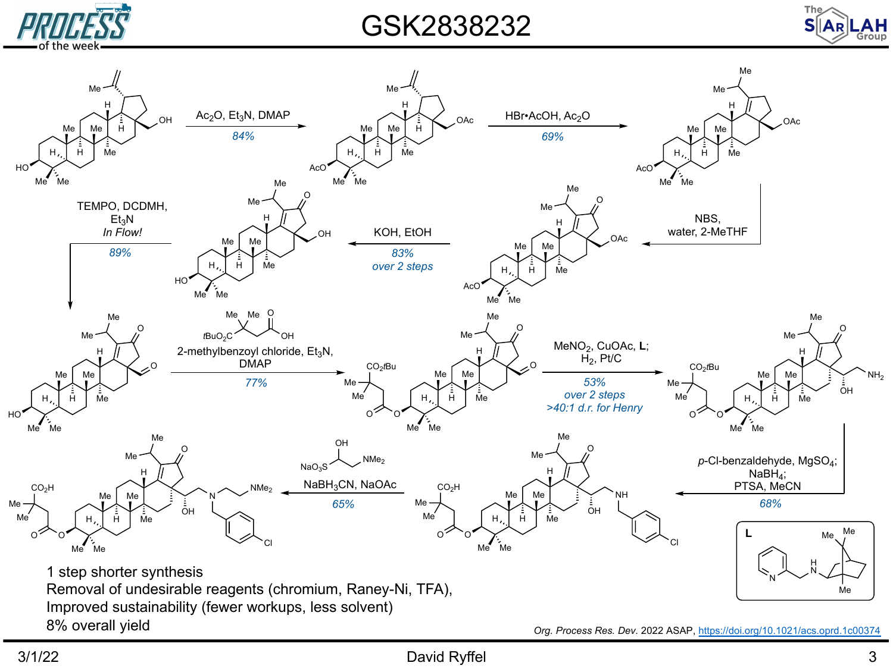# GSK2838232

Ac$_2$O, Et$_3$N, DMAP
*84%*

HBr•AcOH, Ac$_2$O
*69%*

NBS, water, 2-MeTHF

KOH, EtOH
*83% over 2 steps*

TEMPO, DCDMH, Et$_3$N
*In Flow!*
*89%*

2-methylbenzoyl chloride, Et$_3$N, DMAP
*77%*

MeNO$_2$, CuOAc, **L**; $H_2$, Pt/C
*53% over 2 steps*
*>40:1 d.r. for Henry*

*p*-Cl-benzaldehyde, MgSO$_4$; NaBH$_4$; PTSA, MeCN
*68%*

NaBH$_3$CN, NaOAc
*65%*

1 step shorter synthesis
Removal of undesirable reagents (chromium, Raney-Ni, TFA),
Improved sustainability (fewer workups, less solvent)
8% overall yield

*Org. Process Res. Dev.* 2022 ASAP, https://doi.org/10.1021/acs.oprd.1c00374

3/1/22 David Ryffel